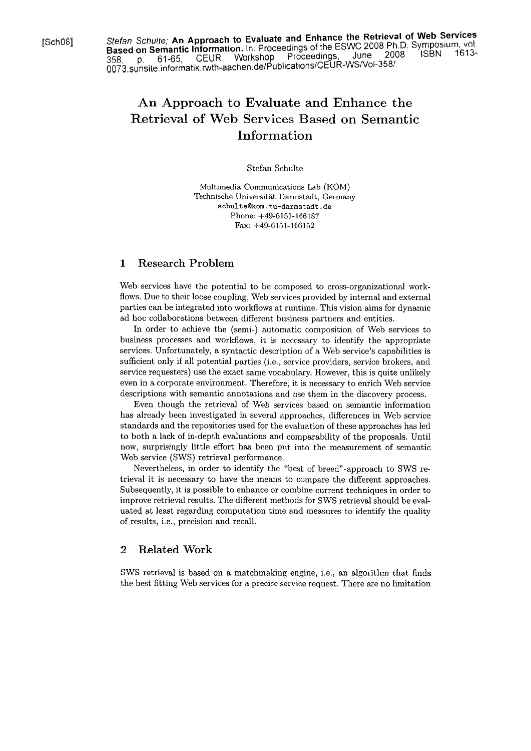[Sch08] *Stefan Schulte;* **An Approach to Evaluate and Enhance the Retrieval of Web Services Based on Semantic Information.** In: Proceedings of the ESWC 2008 Ph.D. Symposium, vol. 358, p. 61-65, CEUR Workshop Proceedings, June 2008. ISBN 1613-0073.sunsite.informatik.rwth-aachen.de/Publications/CEUR-WS/Vol-358/.

# An Approach to Evaluate and Enhance the Retrieval of Web Services Based on Semantic Information

Stefan Schulte

Multimedia Communications Lab (KOM)
Technische Universität Darmstadt, Germany
schulte@kom.tu-darmstadt.de
Phone: +49-6151-166187
Fax: +49-6151-166152

## 1 Research Problem

Web services have the potential to be composed to cross-organizational workflows. Due to their loose coupling, Web services provided by internal and external parties can be integrated into workflows at runtime. This vision aims for dynamic ad hoc collaborations between different business partners and entities.

In order to achieve the (semi-) automatic composition of Web services to business processes and workflows, it is necessary to identify the appropriate services. Unfortunately, a syntactic description of a Web service's capabilities is sufficient only if all potential parties (i.e., service providers, service brokers, and service requesters) use the exact same vocabulary. However, this is quite unlikely even in a corporate environment. Therefore, it is necessary to enrich Web service descriptions with semantic annotations and use them in the discovery process.

Even though the retrieval of Web services based on semantic information has already been investigated in several approaches, differences in Web service standards and the repositories used for the evaluation of these approaches has led to both a lack of in-depth evaluations and comparability of the proposals. Until now, surprisingly little effort has been put into the measurement of semantic Web service (SWS) retrieval performance.

Nevertheless, in order to identify the "best of breed"-approach to SWS retrieval it is necessary to have the means to compare the different approaches. Subsequently, it is possible to enhance or combine current techniques in order to improve retrieval results. The different methods for SWS retrieval should be evaluated at least regarding computation time and measures to identify the quality of results, i.e., precision and recall.

## 2 Related Work

SWS retrieval is based on a matchmaking engine, i.e., an algorithm that finds the best fitting Web services for a precise service request. There are no limitation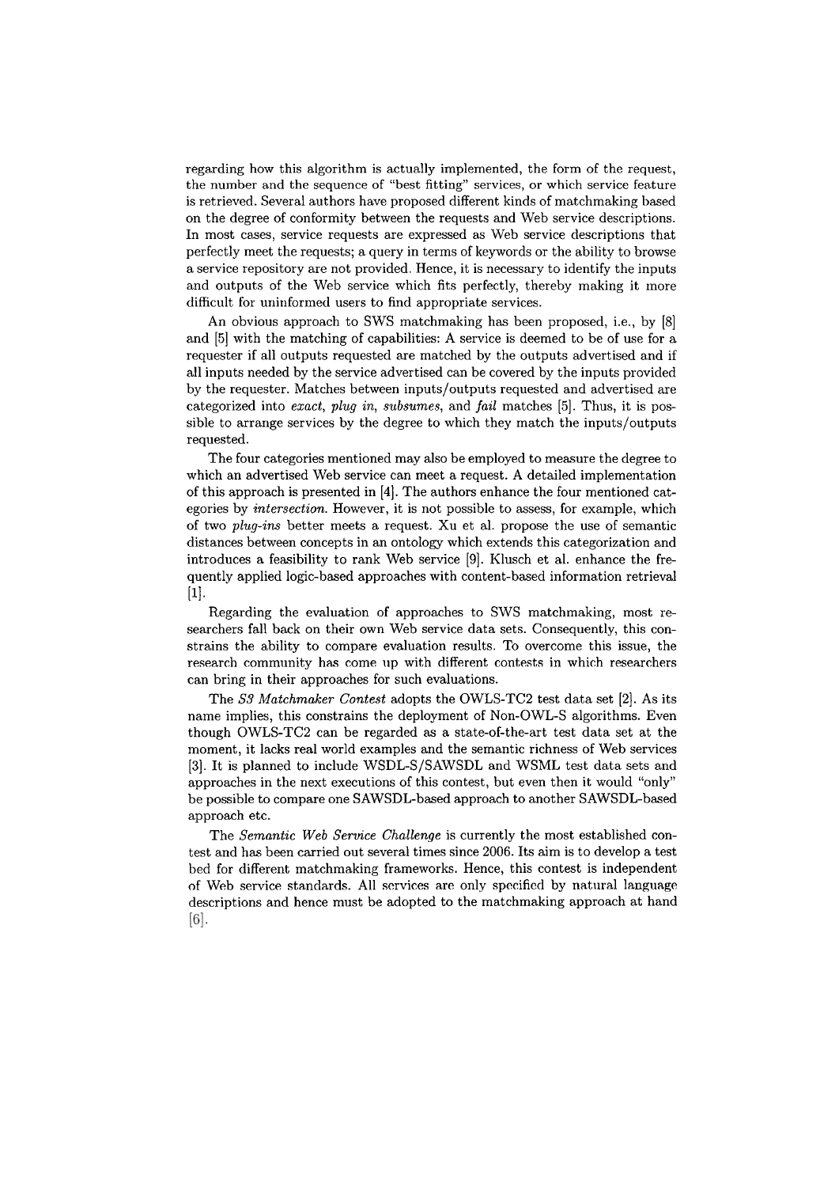regarding how this algorithm is actually implemented, the form of the request, the number and the sequence of "best fitting" services, or which service feature is retrieved. Several authors have proposed different kinds of matchmaking based on the degree of conformity between the requests and Web service descriptions. In most cases, service requests are expressed as Web service descriptions that perfectly meet the requests; a query in terms of keywords or the ability to browse a service repository are not provided. Hence, it is necessary to identify the inputs and outputs of the Web service which fits perfectly, thereby making it more difficult for uninformed users to find appropriate services.

An obvious approach to SWS matchmaking has been proposed, i.e., by [8] and [5] with the matching of capabilities: A service is deemed to be of use for a requester if all outputs requested are matched by the outputs advertised and if all inputs needed by the service advertised can be covered by the inputs provided by the requester. Matches between inputs/outputs requested and advertised are categorized into *exact*, *plug in*, *subsumes*, and *fail* matches [5]. Thus, it is possible to arrange services by the degree to which they match the inputs/outputs requested.

The four categories mentioned may also be employed to measure the degree to which an advertised Web service can meet a request. A detailed implementation of this approach is presented in [4]. The authors enhance the four mentioned categories by *intersection*. However, it is not possible to assess, for example, which of two *plug-ins* better meets a request. Xu et al. propose the use of semantic distances between concepts in an ontology which extends this categorization and introduces a feasibility to rank Web service [9]. Klusch et al. enhance the frequently applied logic-based approaches with content-based information retrieval [1].

Regarding the evaluation of approaches to SWS matchmaking, most researchers fall back on their own Web service data sets. Consequently, this constrains the ability to compare evaluation results. To overcome this issue, the research community has come up with different contests in which researchers can bring in their approaches for such evaluations.

The *S3 Matchmaker Contest* adopts the OWLS-TC2 test data set [2]. As its name implies, this constrains the deployment of Non-OWL-S algorithms. Even though OWLS-TC2 can be regarded as a state-of-the-art test data set at the moment, it lacks real world examples and the semantic richness of Web services [3]. It is planned to include WSDL-S/SAWSDL and WSML test data sets and approaches in the next executions of this contest, but even then it would "only" be possible to compare one SAWSDL-based approach to another SAWSDL-based approach etc.

The *Semantic Web Service Challenge* is currently the most established contest and has been carried out several times since 2006. Its aim is to develop a test bed for different matchmaking frameworks. Hence, this contest is independent of Web service standards. All services are only specified by natural language descriptions and hence must be adopted to the matchmaking approach at hand [6].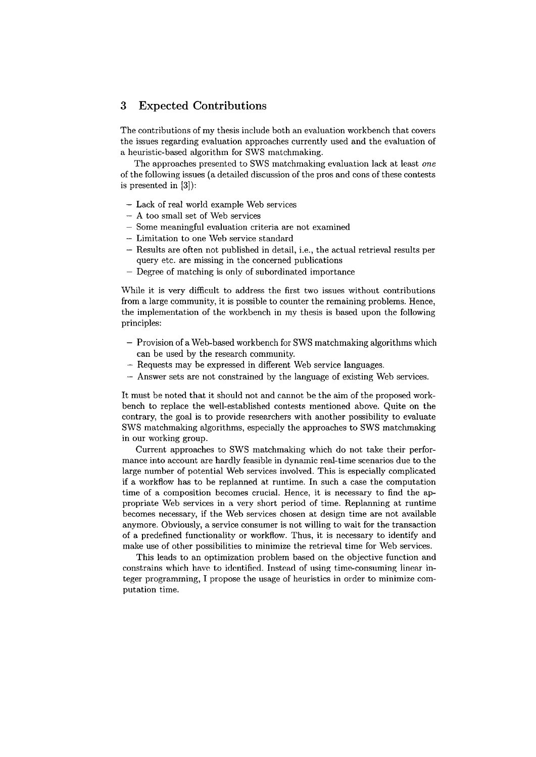## 3 Expected Contributions

The contributions of my thesis include both an evaluation workbench that covers the issues regarding evaluation approaches currently used and the evaluation of a heuristic-based algorithm for SWS matchmaking.

The approaches presented to SWS matchmaking evaluation lack at least *one* of the following issues (a detailed discussion of the pros and cons of these contests is presented in [3]):

- Lack of real world example Web services
- A too small set of Web services
- Some meaningful evaluation criteria are not examined
- Limitation to one Web service standard
- Results are often not published in detail, i.e., the actual retrieval results per query etc. are missing in the concerned publications
- Degree of matching is only of subordinated importance

While it is very difficult to address the first two issues without contributions from a large community, it is possible to counter the remaining problems. Hence, the implementation of the workbench in my thesis is based upon the following principles:

- Provision of a Web-based workbench for SWS matchmaking algorithms which can be used by the research community.
- Requests may be expressed in different Web service languages.
- Answer sets are not constrained by the language of existing Web services.

It must be noted that it should not and cannot be the aim of the proposed workbench to replace the well-established contests mentioned above. Quite on the contrary, the goal is to provide researchers with another possibility to evaluate SWS matchmaking algorithms, especially the approaches to SWS matchmaking in our working group.

Current approaches to SWS matchmaking which do not take their performance into account are hardly feasible in dynamic real-time scenarios due to the large number of potential Web services involved. This is especially complicated if a workflow has to be replanned at runtime. In such a case the computation time of a composition becomes crucial. Hence, it is necessary to find the appropriate Web services in a very short period of time. Replanning at runtime becomes necessary, if the Web services chosen at design time are not available anymore. Obviously, a service consumer is not willing to wait for the transaction of a predefined functionality or workflow. Thus, it is necessary to identify and make use of other possibilities to minimize the retrieval time for Web services.

This leads to an optimization problem based on the objective function and constrains which have to identified. Instead of using time-consuming linear integer programming, I propose the usage of heuristics in order to minimize computation time.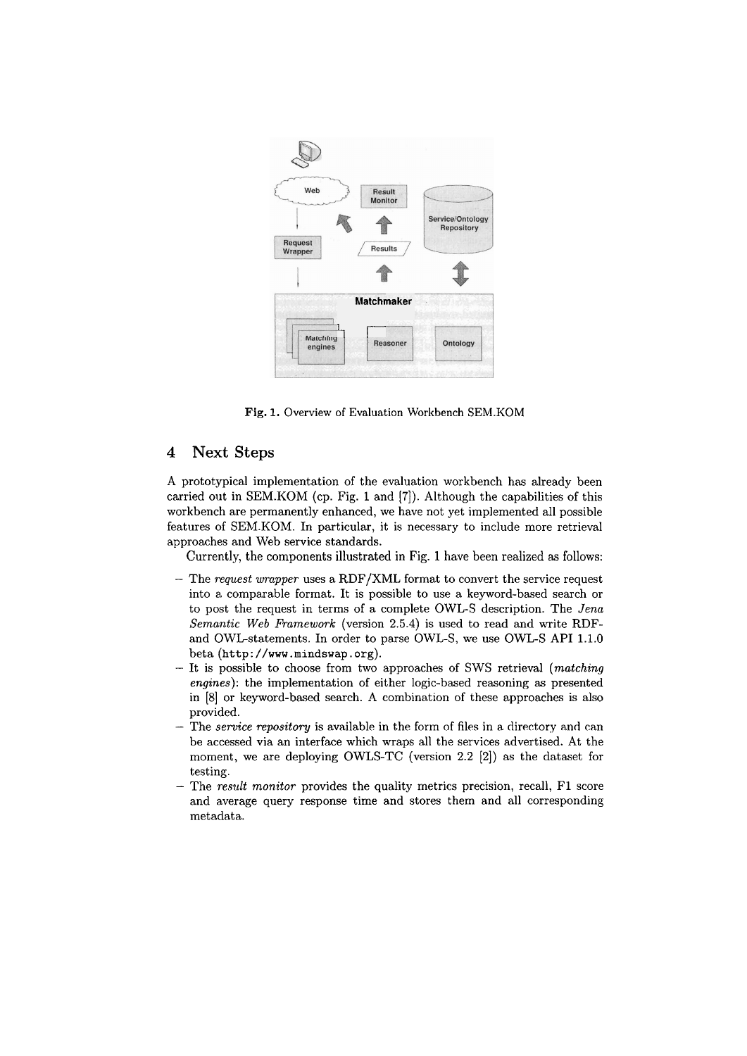Fig. 1. Overview of Evaluation Workbench SEM.KOM

## 4 Next Steps

A prototypical implementation of the evaluation workbench has already been carried out in SEM.KOM (cp. Fig. 1 and [7]). Although the capabilities of this workbench are permanently enhanced, we have not yet implemented all possible features of SEM.KOM. In particular, it is necessary to include more retrieval approaches and Web service standards.

Currently, the components illustrated in Fig. 1 have been realized as follows:

- The *request wrapper* uses a RDF/XML format to convert the service request into a comparable format. It is possible to use a keyword-based search or to post the request in terms of a complete OWL-S description. The *Jena Semantic Web Framework* (version 2.5.4) is used to read and write RDF- and OWL-statements. In order to parse OWL-S, we use OWL-S API 1.1.0 beta (`http://www.mindswap.org`).
- It is possible to choose from two approaches of SWS retrieval (*matching engines*): the implementation of either logic-based reasoning as presented in [8] or keyword-based search. A combination of these approaches is also provided.
- The *service repository* is available in the form of files in a directory and can be accessed via an interface which wraps all the services advertised. At the moment, we are deploying OWLS-TC (version 2.2 [2]) as the dataset for testing.
- The *result monitor* provides the quality metrics precision, recall, F1 score and average query response time and stores them and all corresponding metadata.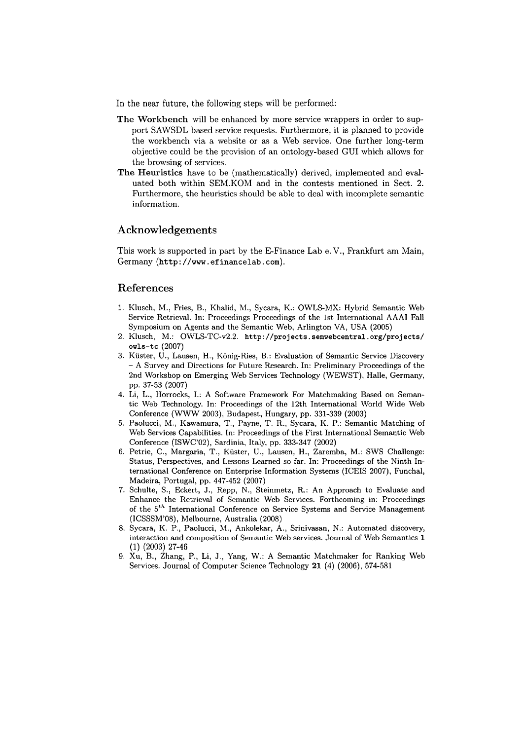In the near future, the following steps will be performed:

**The Workbench** will be enhanced by more service wrappers in order to support SAWSDL-based service requests. Furthermore, it is planned to provide the workbench via a website or as a Web service. One further long-term objective could be the provision of an ontology-based GUI which allows for the browsing of services.

**The Heuristics** have to be (mathematically) derived, implemented and evaluated both within SEM.KOM and in the contests mentioned in Sect. 2. Furthermore, the heuristics should be able to deal with incomplete semantic information.

## Acknowledgements

This work is supported in part by the E-Finance Lab e. V., Frankfurt am Main, Germany (`http://www.efinancelab.com`).

## References

1. Klusch, M., Fries, B., Khalid, M., Sycara, K.: OWLS-MX: Hybrid Semantic Web Service Retrieval. In: Proceedings Proceedings of the 1st International AAAI Fall Symposium on Agents and the Semantic Web, Arlington VA, USA (2005)
2. Klusch, M.: OWLS-TC-v2.2. `http://projects.semwebcentral.org/projects/owls-tc` (2007)
3. Küster, U., Lausen, H., König-Ries, B.: Evaluation of Semantic Service Discovery – A Survey and Directions for Future Research. In: Preliminary Proceedings of the 2nd Workshop on Emerging Web Services Technology (WEWST), Halle, Germany, pp. 37-53 (2007)
4. Li, L., Horrocks, I.: A Software Framework For Matchmaking Based on Semantic Web Technology. In: Proceedings of the 12th International World Wide Web Conference (WWW 2003), Budapest, Hungary, pp. 331-339 (2003)
5. Paolucci, M., Kawamura, T., Payne, T. R., Sycara, K. P.: Semantic Matching of Web Services Capabilities. In: Proceedings of the First International Semantic Web Conference (ISWC'02), Sardinia, Italy, pp. 333-347 (2002)
6. Petrie, C., Margaria, T., Küster, U., Lausen, H., Zaremba, M.: SWS Challenge: Status, Perspectives, and Lessons Learned so far. In: Proceedings of the Ninth International Conference on Enterprise Information Systems (ICEIS 2007), Funchal, Madeira, Portugal, pp. 447-452 (2007)
7. Schulte, S., Eckert, J., Repp, N., Steinmetz, R.: An Approach to Evaluate and Enhance the Retrieval of Semantic Web Services. Forthcoming in: Proceedings of the $5^{th}$ International Conference on Service Systems and Service Management (ICSSSM'08), Melbourne, Australia (2008)
8. Sycara, K. P., Paolucci, M., Ankolekar, A., Srinivasan, N.: Automated discovery, interaction and composition of Semantic Web services. Journal of Web Semantics **1** (1) (2003) 27-46
9. Xu, B., Zhang, P., Li, J., Yang, W.: A Semantic Matchmaker for Ranking Web Services. Journal of Computer Science Technology **21** (4) (2006), 574-581